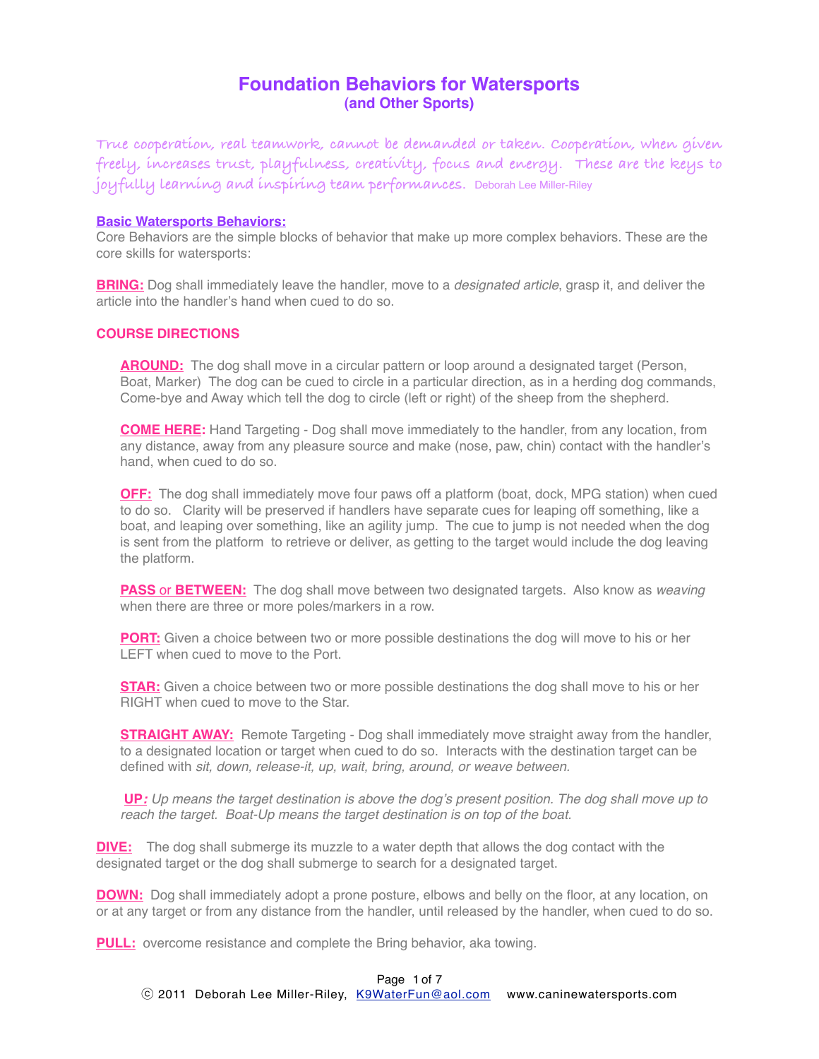# Foundation Behaviors for Watersports
## (and Other Sports)

*True cooperation, real teamwork, cannot be demanded or taken. Cooperation, when given freely, increases trust, playfulness, creativity, focus and energy. These are the keys to joyfully learning and inspiring team performances.* Deborah Lee Miller-Riley

**Basic Watersports Behaviors:**
Core Behaviors are the simple blocks of behavior that make up more complex behaviors. These are the core skills for watersports:

**BRING:** Dog shall immediately leave the handler, move to a *designated article*, grasp it, and deliver the article into the handler's hand when cued to do so.

**COURSE DIRECTIONS**

> **AROUND:** The dog shall move in a circular pattern or loop around a designated target (Person, Boat, Marker) The dog can be cued to circle in a particular direction, as in a herding dog commands, Come-bye and Away which tell the dog to circle (left or right) of the sheep from the shepherd.
>
> **COME HERE:** Hand Targeting - Dog shall move immediately to the handler, from any location, from any distance, away from any pleasure source and make (nose, paw, chin) contact with the handler's hand, when cued to do so.
>
> **OFF:** The dog shall immediately move four paws off a platform (boat, dock, MPG station) when cued to do so. Clarity will be preserved if handlers have separate cues for leaping off something, like a boat, and leaping over something, like an agility jump. The cue to jump is not needed when the dog is sent from the platform to retrieve or deliver, as getting to the target would include the dog leaving the platform.
>
> **PASS or BETWEEN:** The dog shall move between two designated targets. Also know as *weaving* when there are three or more poles/markers in a row.
>
> **PORT:** Given a choice between two or more possible destinations the dog will move to his or her LEFT when cued to move to the Port.
>
> **STAR:** Given a choice between two or more possible destinations the dog shall move to his or her RIGHT when cued to move to the Star.
>
> **STRAIGHT AWAY:** Remote Targeting - Dog shall immediately move straight away from the handler, to a designated location or target when cued to do so. Interacts with the destination target can be defined with *sit, down, release-it, up, wait, bring, around, or weave between.*
>
> **UP:** *Up means the target destination is above the dog's present position. The dog shall move up to reach the target. Boat-Up means the target destination is on top of the boat.*

**DIVE:** The dog shall submerge its muzzle to a water depth that allows the dog contact with the designated target or the dog shall submerge to search for a designated target.

**DOWN:** Dog shall immediately adopt a prone posture, elbows and belly on the floor, at any location, on or at any target or from any distance from the handler, until released by the handler, when cued to do so.

**PULL:** overcome resistance and complete the Bring behavior, aka towing.

ⓒ 2011 Deborah Lee Miller-Riley, K9WaterFun@aol.com www.caninewatersports.com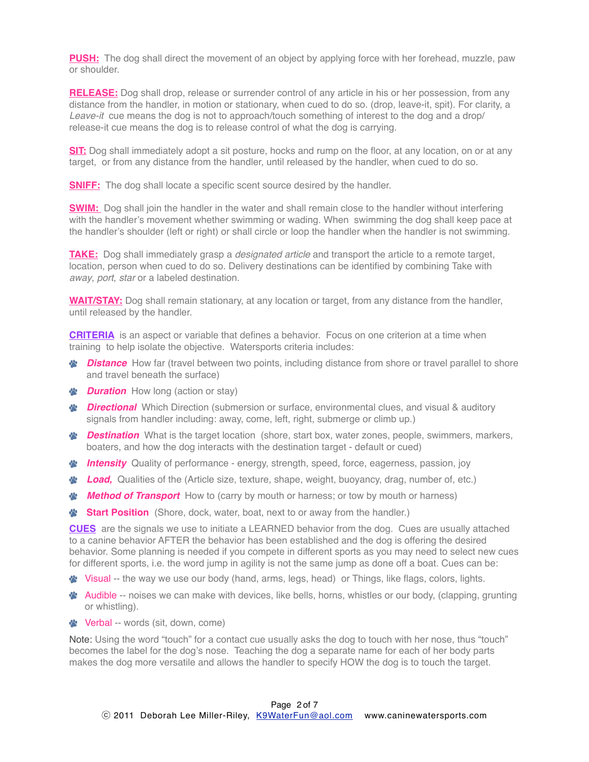**PUSH:** The dog shall direct the movement of an object by applying force with her forehead, muzzle, paw or shoulder.

**RELEASE:** Dog shall drop, release or surrender control of any article in his or her possession, from any distance from the handler, in motion or stationary, when cued to do so. (drop, leave-it, spit). For clarity, a *Leave-it* cue means the dog is not to approach/touch something of interest to the dog and a drop/release-it cue means the dog is to release control of what the dog is carrying.

**SIT:** Dog shall immediately adopt a sit posture, hocks and rump on the floor, at any location, on or at any target, or from any distance from the handler, until released by the handler, when cued to do so.

**SNIFF:** The dog shall locate a specific scent source desired by the handler.

**SWIM:** Dog shall join the handler in the water and shall remain close to the handler without interfering with the handler's movement whether swimming or wading. When swimming the dog shall keep pace at the handler's shoulder (left or right) or shall circle or loop the handler when the handler is not swimming.

**TAKE:** Dog shall immediately grasp a *designated article* and transport the article to a remote target, location, person when cued to do so. Delivery destinations can be identified by combining Take with *away*, *port*, *star* or a labeled destination.

**WAIT/STAY:** Dog shall remain stationary, at any location or target, from any distance from the handler, until released by the handler.

**CRITERIA** is an aspect or variable that defines a behavior. Focus on one criterion at a time when training to help isolate the objective. Watersports criteria includes:

- ***Distance*** How far (travel between two points, including distance from shore or travel parallel to shore and travel beneath the surface)
- ***Duration*** How long (action or stay)
- ***Directional*** Which Direction (submersion or surface, environmental clues, and visual & auditory signals from handler including: away, come, left, right, submerge or climb up.)
- ***Destination*** What is the target location (shore, start box, water zones, people, swimmers, markers, boaters, and how the dog interacts with the destination target - default or cued)
- ***Intensity*** Quality of performance - energy, strength, speed, force, eagerness, passion, joy
- ***Load,*** Qualities of the (Article size, texture, shape, weight, buoyancy, drag, number of, etc.)
- ***Method of Transport*** How to (carry by mouth or harness; or tow by mouth or harness)
- **Start Position** (Shore, dock, water, boat, next to or away from the handler.)

**CUES** are the signals we use to initiate a LEARNED behavior from the dog. Cues are usually attached to a canine behavior AFTER the behavior has been established and the dog is offering the desired behavior. Some planning is needed if you compete in different sports as you may need to select new cues for different sports, i.e. the word jump in agility is not the same jump as done off a boat. Cues can be:

- Visual -- the way we use our body (hand, arms, legs, head) or Things, like flags, colors, lights.
- Audible -- noises we can make with devices, like bells, horns, whistles or our body, (clapping, grunting or whistling).
- Verbal -- words (sit, down, come)

Note: Using the word "touch" for a contact cue usually asks the dog to touch with her nose, thus "touch" becomes the label for the dog's nose. Teaching the dog a separate name for each of her body parts makes the dog more versatile and allows the handler to specify HOW the dog is to touch the target.

ⓒ 2011 Deborah Lee Miller-Riley, K9WaterFun@aol.com www.caninewatersports.com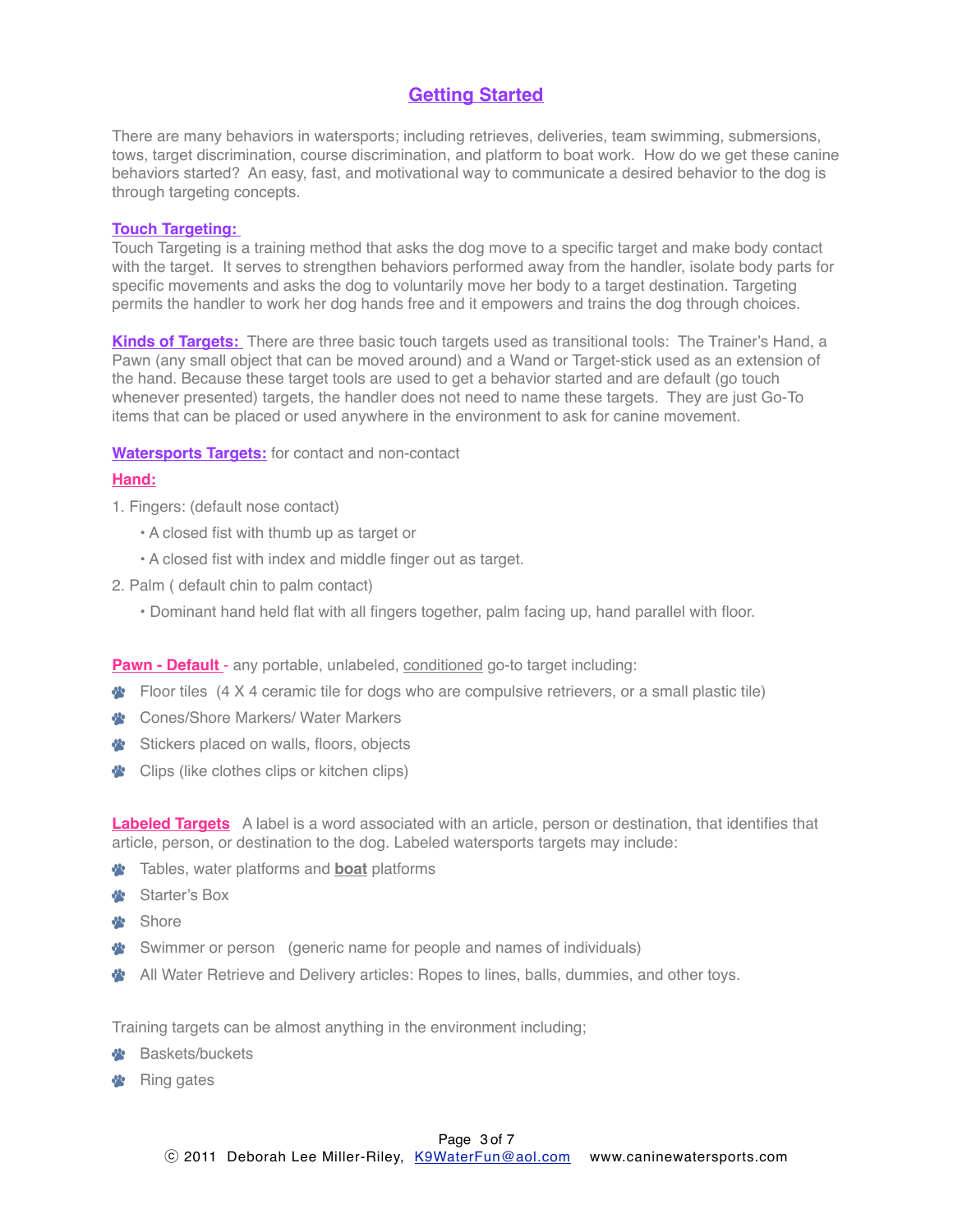## Getting Started

There are many behaviors in watersports; including retrieves, deliveries, team swimming, submersions, tows, target discrimination, course discrimination, and platform to boat work. How do we get these canine behaviors started? An easy, fast, and motivational way to communicate a desired behavior to the dog is through targeting concepts.

**Touch Targeting:**
Touch Targeting is a training method that asks the dog move to a specific target and make body contact with the target. It serves to strengthen behaviors performed away from the handler, isolate body parts for specific movements and asks the dog to voluntarily move her body to a target destination. Targeting permits the handler to work her dog hands free and it empowers and trains the dog through choices.

**Kinds of Targets:** There are three basic touch targets used as transitional tools: The Trainer's Hand, a Pawn (any small object that can be moved around) and a Wand or Target-stick used as an extension of the hand. Because these target tools are used to get a behavior started and are default (go touch whenever presented) targets, the handler does not need to name these targets. They are just Go-To items that can be placed or used anywhere in the environment to ask for canine movement.

**Watersports Targets:** for contact and non-contact

**Hand:**

1. Fingers: (default nose contact)
   - A closed fist with thumb up as target or
   - A closed fist with index and middle finger out as target.
2. Palm ( default chin to palm contact)
   - Dominant hand held flat with all fingers together, palm facing up, hand parallel with floor.

**Pawn - Default** - any portable, unlabeled, conditioned go-to target including:

- Floor tiles (4 X 4 ceramic tile for dogs who are compulsive retrievers, or a small plastic tile)
- Cones/Shore Markers/ Water Markers
- Stickers placed on walls, floors, objects
- Clips (like clothes clips or kitchen clips)

**Labeled Targets** A label is a word associated with an article, person or destination, that identifies that article, person, or destination to the dog. Labeled watersports targets may include:

- Tables, water platforms and **boat** platforms
- Starter's Box
- Shore
- Swimmer or person (generic name for people and names of individuals)
- All Water Retrieve and Delivery articles: Ropes to lines, balls, dummies, and other toys.

Training targets can be almost anything in the environment including;

- Baskets/buckets
- Ring gates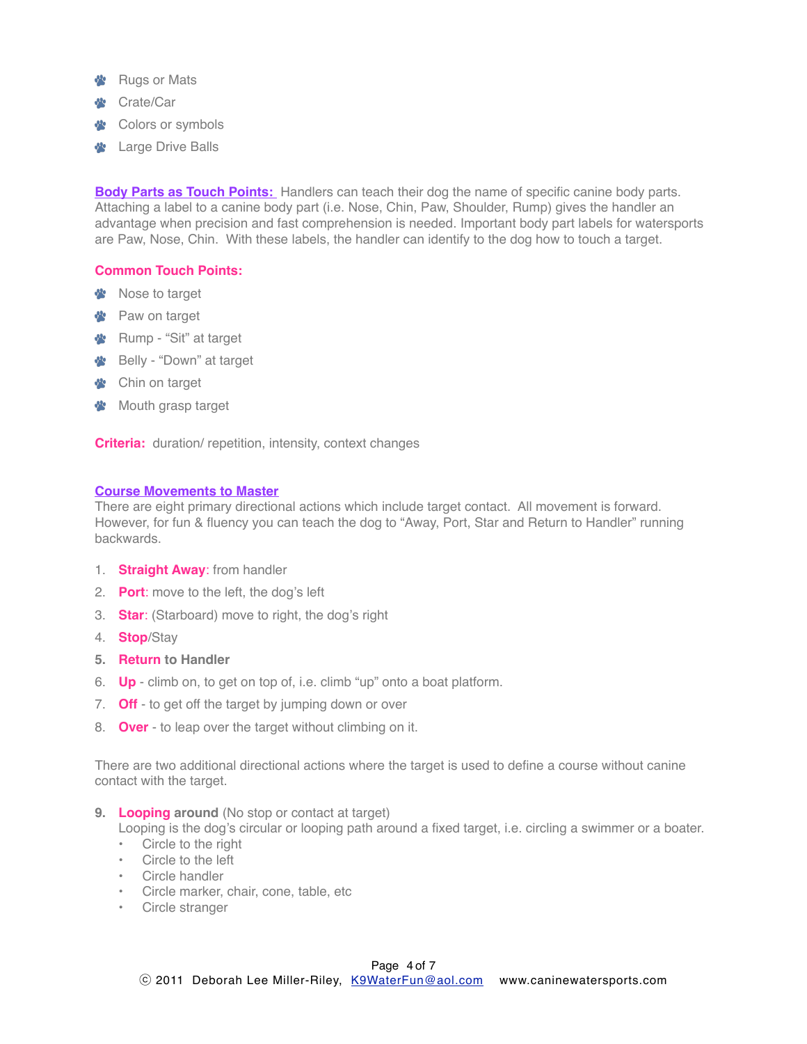- Rugs or Mats
- Crate/Car
- Colors or symbols
- Large Drive Balls

**Body Parts as Touch Points:** Handlers can teach their dog the name of specific canine body parts. Attaching a label to a canine body part (i.e. Nose, Chin, Paw, Shoulder, Rump) gives the handler an advantage when precision and fast comprehension is needed. Important body part labels for watersports are Paw, Nose, Chin. With these labels, the handler can identify to the dog how to touch a target.

**Common Touch Points:**

- Nose to target
- Paw on target
- Rump - "Sit" at target
- Belly - "Down" at target
- Chin on target
- Mouth grasp target

**Criteria:** duration/ repetition, intensity, context changes

**Course Movements to Master**

There are eight primary directional actions which include target contact. All movement is forward. However, for fun & fluency you can teach the dog to "Away, Port, Star and Return to Handler" running backwards.

1. **Straight Away**: from handler
2. **Port**: move to the left, the dog's left
3. **Star**: (Starboard) move to right, the dog's right
4. **Stop**/Stay
5. **Return to Handler**
6. **Up** - climb on, to get on top of, i.e. climb "up" onto a boat platform.
7. **Off** - to get off the target by jumping down or over
8. **Over** - to leap over the target without climbing on it.

There are two additional directional actions where the target is used to define a course without canine contact with the target.

9. **Looping around** (No stop or contact at target)
   Looping is the dog's circular or looping path around a fixed target, i.e. circling a swimmer or a boater.
   - Circle to the right
   - Circle to the left
   - Circle handler
   - Circle marker, chair, cone, table, etc
   - Circle stranger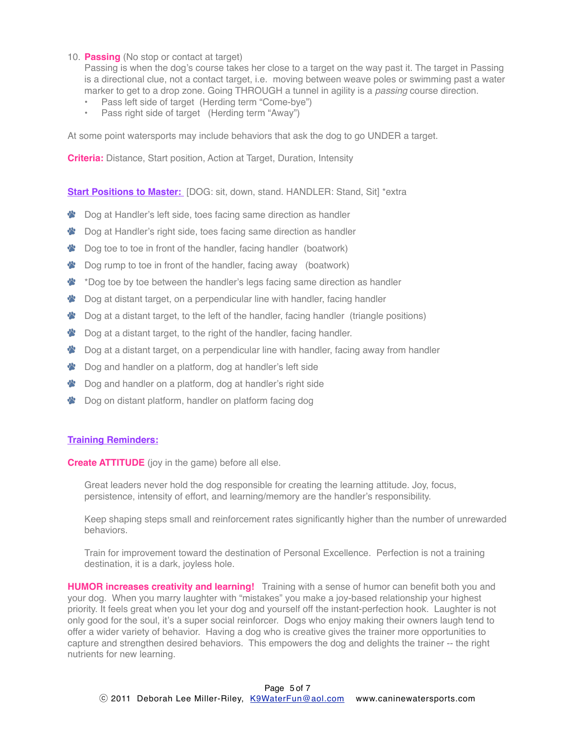10. **Passing** (No stop or contact at target)
    Passing is when the dog's course takes her close to a target on the way past it. The target in Passing is a directional clue, not a contact target, i.e. moving between weave poles or swimming past a water marker to get to a drop zone. Going THROUGH a tunnel in agility is a *passing* course direction.
    - Pass left side of target (Herding term "Come-bye")
    - Pass right side of target (Herding term "Away")

At some point watersports may include behaviors that ask the dog to go UNDER a target.

**Criteria:** Distance, Start position, Action at Target, Duration, Intensity

**Start Positions to Master:** [DOG: sit, down, stand. HANDLER: Stand, Sit] *extra

- Dog at Handler's left side, toes facing same direction as handler
- Dog at Handler's right side, toes facing same direction as handler
- Dog toe to toe in front of the handler, facing handler (boatwork)
- Dog rump to toe in front of the handler, facing away (boatwork)
- *Dog toe by toe between the handler's legs facing same direction as handler
- Dog at distant target, on a perpendicular line with handler, facing handler
- Dog at a distant target, to the left of the handler, facing handler (triangle positions)
- Dog at a distant target, to the right of the handler, facing handler.
- Dog at a distant target, on a perpendicular line with handler, facing away from handler
- Dog and handler on a platform, dog at handler's left side
- Dog and handler on a platform, dog at handler's right side
- Dog on distant platform, handler on platform facing dog

**Training Reminders:**

**Create ATTITUDE** (joy in the game) before all else.

Great leaders never hold the dog responsible for creating the learning attitude. Joy, focus, persistence, intensity of effort, and learning/memory are the handler's responsibility.

Keep shaping steps small and reinforcement rates significantly higher than the number of unrewarded behaviors.

Train for improvement toward the destination of Personal Excellence. Perfection is not a training destination, it is a dark, joyless hole.

**HUMOR increases creativity and learning!** Training with a sense of humor can benefit both you and your dog. When you marry laughter with "mistakes" you make a joy-based relationship your highest priority. It feels great when you let your dog and yourself off the instant-perfection hook. Laughter is not only good for the soul, it's a super social reinforcer. Dogs who enjoy making their owners laugh tend to offer a wider variety of behavior. Having a dog who is creative gives the trainer more opportunities to capture and strengthen desired behaviors. This empowers the dog and delights the trainer -- the right nutrients for new learning.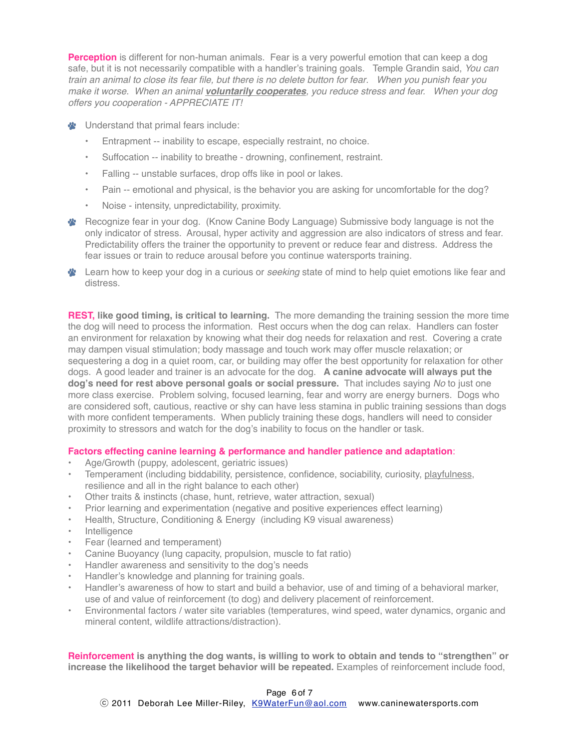**Perception** is different for non-human animals. Fear is a very powerful emotion that can keep a dog safe, but it is not necessarily compatible with a handler's training goals. Temple Grandin said, *You can train an animal to close its fear file, but there is no delete button for fear. When you punish fear you make it worse. When an animal **voluntarily cooperates**, you reduce stress and fear. When your dog offers you cooperation - APPRECIATE IT!*

- Understand that primal fears include:
    - Entrapment -- inability to escape, especially restraint, no choice.
    - Suffocation -- inability to breathe - drowning, confinement, restraint.
    - Falling -- unstable surfaces, drop offs like in pool or lakes.
    - Pain -- emotional and physical, is the behavior you are asking for uncomfortable for the dog?
    - Noise - intensity, unpredictability, proximity.
- Recognize fear in your dog. (Know Canine Body Language) Submissive body language is not the only indicator of stress. Arousal, hyper activity and aggression are also indicators of stress and fear. Predictability offers the trainer the opportunity to prevent or reduce fear and distress. Address the fear issues or train to reduce arousal before you continue watersports training.
- Learn how to keep your dog in a curious or *seeking* state of mind to help quiet emotions like fear and distress.

**REST, like good timing, is critical to learning.** The more demanding the training session the more time the dog will need to process the information. Rest occurs when the dog can relax. Handlers can foster an environment for relaxation by knowing what their dog needs for relaxation and rest. Covering a crate may dampen visual stimulation; body massage and touch work may offer muscle relaxation; or sequestering a dog in a quiet room, car, or building may offer the best opportunity for relaxation for other dogs. A good leader and trainer is an advocate for the dog. **A canine advocate will always put the dog's need for rest above personal goals or social pressure.** That includes saying *No* to just one more class exercise. Problem solving, focused learning, fear and worry are energy burners. Dogs who are considered soft, cautious, reactive or shy can have less stamina in public training sessions than dogs with more confident temperaments. When publicly training these dogs, handlers will need to consider proximity to stressors and watch for the dog's inability to focus on the handler or task.

**Factors effecting canine learning & performance and handler patience and adaptation**:

- Age/Growth (puppy, adolescent, geriatric issues)
- Temperament (including biddability, persistence, confidence, sociability, curiosity, playfulness, resilience and all in the right balance to each other)
- Other traits & instincts (chase, hunt, retrieve, water attraction, sexual)
- Prior learning and experimentation (negative and positive experiences effect learning)
- Health, Structure, Conditioning & Energy (including K9 visual awareness)
- Intelligence
- Fear (learned and temperament)
- Canine Buoyancy (lung capacity, propulsion, muscle to fat ratio)
- Handler awareness and sensitivity to the dog's needs
- Handler's knowledge and planning for training goals.
- Handler's awareness of how to start and build a behavior, use of and timing of a behavioral marker, use of and value of reinforcement (to dog) and delivery placement of reinforcement.
- Environmental factors / water site variables (temperatures, wind speed, water dynamics, organic and mineral content, wildlife attractions/distraction).

**Reinforcement is anything the dog wants, is willing to work to obtain and tends to "strengthen" or increase the likelihood the target behavior will be repeated.** Examples of reinforcement include food,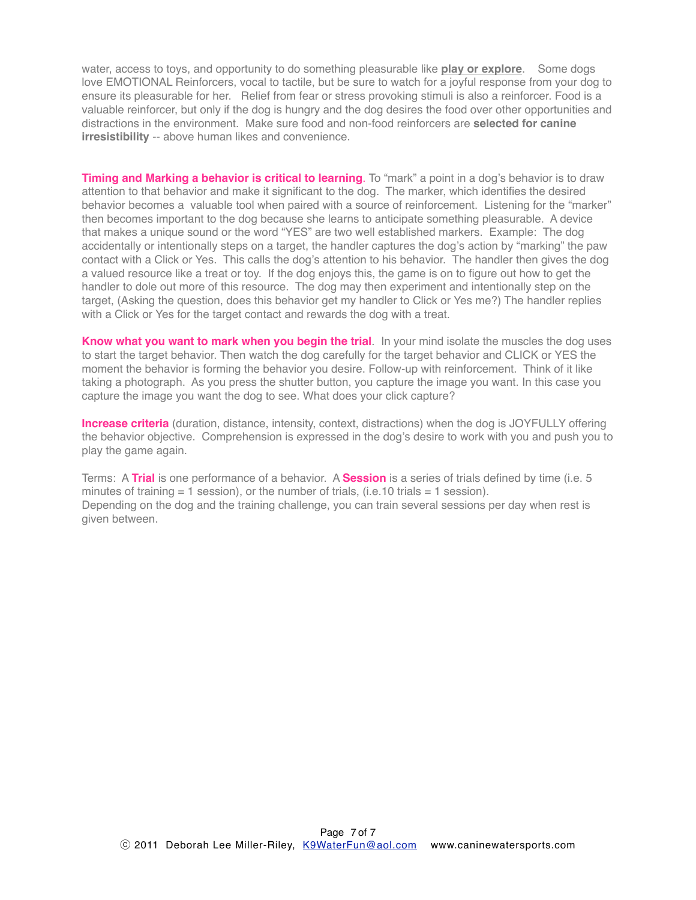water, access to toys, and opportunity to do something pleasurable like **play or explore**. Some dogs love EMOTIONAL Reinforcers, vocal to tactile, but be sure to watch for a joyful response from your dog to ensure its pleasurable for her. Relief from fear or stress provoking stimuli is also a reinforcer. Food is a valuable reinforcer, but only if the dog is hungry and the dog desires the food over other opportunities and distractions in the environment. Make sure food and non-food reinforcers are **selected for canine irresistibility** -- above human likes and convenience.

**Timing and Marking a behavior is critical to learning**. To "mark" a point in a dog's behavior is to draw attention to that behavior and make it significant to the dog. The marker, which identifies the desired behavior becomes a valuable tool when paired with a source of reinforcement. Listening for the "marker" then becomes important to the dog because she learns to anticipate something pleasurable. A device that makes a unique sound or the word "YES" are two well established markers. Example: The dog accidentally or intentionally steps on a target, the handler captures the dog's action by "marking" the paw contact with a Click or Yes. This calls the dog's attention to his behavior. The handler then gives the dog a valued resource like a treat or toy. If the dog enjoys this, the game is on to figure out how to get the handler to dole out more of this resource. The dog may then experiment and intentionally step on the target, (Asking the question, does this behavior get my handler to Click or Yes me?) The handler replies with a Click or Yes for the target contact and rewards the dog with a treat.

**Know what you want to mark when you begin the trial**. In your mind isolate the muscles the dog uses to start the target behavior. Then watch the dog carefully for the target behavior and CLICK or YES the moment the behavior is forming the behavior you desire. Follow-up with reinforcement. Think of it like taking a photograph. As you press the shutter button, you capture the image you want. In this case you capture the image you want the dog to see. What does your click capture?

**Increase criteria** (duration, distance, intensity, context, distractions) when the dog is JOYFULLY offering the behavior objective. Comprehension is expressed in the dog's desire to work with you and push you to play the game again.

Terms: A **Trial** is one performance of a behavior. A **Session** is a series of trials defined by time (i.e. 5 minutes of training = 1 session), or the number of trials, (i.e.10 trials = 1 session).
Depending on the dog and the training challenge, you can train several sessions per day when rest is given between.